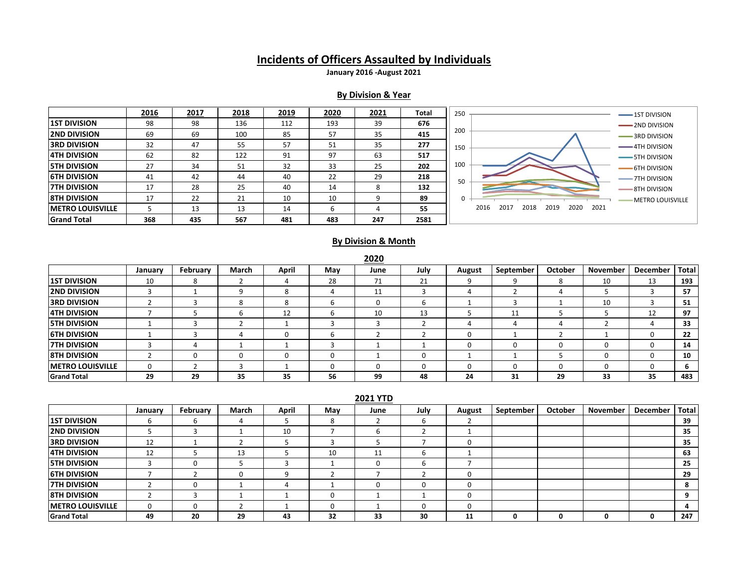# Incidents of Officers Assaulted by Individuals

**January 2016 -August 2021**

## By Division & Year

| | 2016 | 2017 | 2018 | 2019 | 2020 | 2021 | Total |
|---|---|---|---|---|---|---|---|
| **1ST DIVISION** | 98 | 98 | 136 | 112 | 193 | 39 | **676** |
| **2ND DIVISION** | 69 | 69 | 100 | 85 | 57 | 35 | **415** |
| **3RD DIVISION** | 32 | 47 | 55 | 57 | 51 | 35 | **277** |
| **4TH DIVISION** | 62 | 82 | 122 | 91 | 97 | 63 | **517** |
| **5TH DIVISION** | 27 | 34 | 51 | 32 | 33 | 25 | **202** |
| **6TH DIVISION** | 41 | 42 | 44 | 40 | 22 | 29 | **218** |
| **7TH DIVISION** | 17 | 28 | 25 | 40 | 14 | 8 | **132** |
| **8TH DIVISION** | 17 | 22 | 21 | 10 | 10 | 9 | **89** |
| **METRO LOUISVILLE** | 5 | 13 | 13 | 14 | 6 | 4 | **55** |
| **Grand Total** | **368** | **435** | **567** | **481** | **483** | **247** | **2581** |

250
200
150
100
50
0
2016 2017 2018 2019 2020 2021
1ST DIVISION
2ND DIVISION
3RD DIVISION
4TH DIVISION
5TH DIVISION
6TH DIVISION
7TH DIVISION
8TH DIVISION
METRO LOUISVILLE

## By Division & Month

### 2020

| | January | February | March | April | May | June | July | August | September | October | November | December | Total |
|---|---|---|---|---|---|---|---|---|---|---|---|---|---|
| **1ST DIVISION** | 10 | 8 | 2 | 4 | 28 | 71 | 21 | 9 | 9 | 8 | 10 | 13 | **193** |
| **2ND DIVISION** | 3 | 1 | 9 | 8 | 4 | 11 | 3 | 4 | 2 | 4 | 5 | 3 | **57** |
| **3RD DIVISION** | 2 | 3 | 8 | 8 | 6 | 0 | 6 | 1 | 3 | 1 | 10 | 3 | **51** |
| **4TH DIVISION** | 7 | 5 | 6 | 12 | 6 | 10 | 13 | 5 | 11 | 5 | 5 | 12 | **97** |
| **5TH DIVISION** | 1 | 3 | 2 | 1 | 3 | 3 | 2 | 4 | 4 | 4 | 2 | 4 | **33** |
| **6TH DIVISION** | 1 | 3 | 4 | 0 | 6 | 2 | 2 | 0 | 1 | 2 | 1 | 0 | **22** |
| **7TH DIVISION** | 3 | 4 | 1 | 1 | 3 | 1 | 1 | 0 | 0 | 0 | 0 | 0 | **14** |
| **8TH DIVISION** | 2 | 0 | 0 | 0 | 0 | 1 | 0 | 1 | 1 | 5 | 0 | 0 | **10** |
| **METRO LOUISVILLE** | 0 | 2 | 3 | 1 | 0 | 0 | 0 | 0 | 0 | 0 | 0 | 0 | **6** |
| **Grand Total** | **29** | **29** | **35** | **35** | **56** | **99** | **48** | **24** | **31** | **29** | **33** | **35** | **483** |

### 2021 YTD

| | January | February | March | April | May | June | July | August | September | October | November | December | Total |
|---|---|---|---|---|---|---|---|---|---|---|---|---|---|
| **1ST DIVISION** | 6 | 6 | 4 | 5 | 8 | 2 | 6 | 2 | | | | | **39** |
| **2ND DIVISION** | 5 | 3 | 1 | 10 | 7 | 6 | 2 | 1 | | | | | **35** |
| **3RD DIVISION** | 12 | 1 | 2 | 5 | 3 | 5 | 7 | 0 | | | | | **35** |
| **4TH DIVISION** | 12 | 5 | 13 | 5 | 10 | 11 | 6 | 1 | | | | | **63** |
| **5TH DIVISION** | 3 | 0 | 5 | 3 | 1 | 0 | 6 | 7 | | | | | **25** |
| **6TH DIVISION** | 7 | 2 | 0 | 9 | 2 | 7 | 2 | 0 | | | | | **29** |
| **7TH DIVISION** | 2 | 0 | 1 | 4 | 1 | 0 | 0 | 0 | | | | | **8** |
| **8TH DIVISION** | 2 | 3 | 1 | 1 | 0 | 1 | 1 | 0 | | | | | **9** |
| **METRO LOUISVILLE** | 0 | 0 | 2 | 1 | 0 | 1 | 0 | 0 | | | | | **4** |
| **Grand Total** | **49** | **20** | **29** | **43** | **32** | **33** | **30** | **11** | **0** | **0** | **0** | **0** | **247** |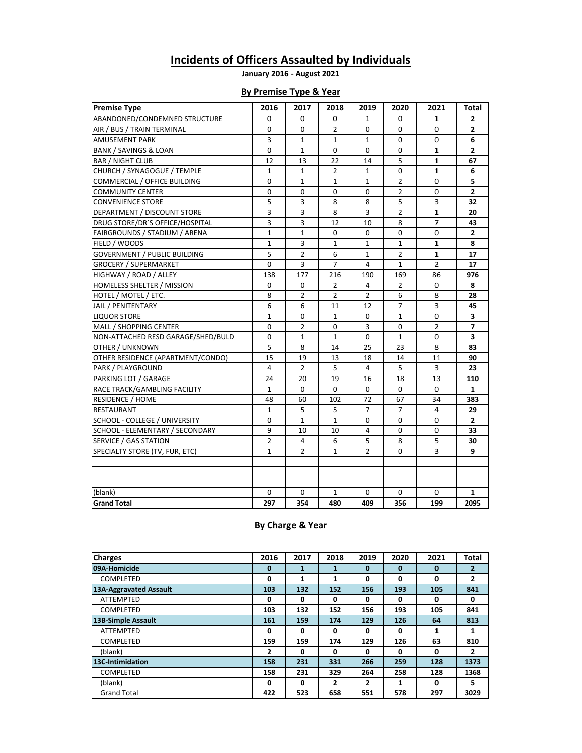# Incidents of Officers Assaulted by Individuals

**January 2016 - August 2021**

## By Premise Type & Year

| Premise Type | 2016 | 2017 | 2018 | 2019 | 2020 | 2021 | Total |
|---|---|---|---|---|---|---|---|
| ABANDONED/CONDEMNED STRUCTURE | 0 | 0 | 0 | 1 | 0 | 1 | **2** |
| AIR / BUS / TRAIN TERMINAL | 0 | 0 | 2 | 0 | 0 | 0 | **2** |
| AMUSEMENT PARK | 3 | 1 | 1 | 1 | 0 | 0 | **6** |
| BANK / SAVINGS & LOAN | 0 | 1 | 0 | 0 | 0 | 1 | **2** |
| BAR / NIGHT CLUB | 12 | 13 | 22 | 14 | 5 | 1 | **67** |
| CHURCH / SYNAGOGUE / TEMPLE | 1 | 1 | 2 | 1 | 0 | 1 | **6** |
| COMMERCIAL / OFFICE BUILDING | 0 | 1 | 1 | 1 | 2 | 0 | **5** |
| COMMUNITY CENTER | 0 | 0 | 0 | 0 | 2 | 0 | **2** |
| CONVENIENCE STORE | 5 | 3 | 8 | 8 | 5 | 3 | **32** |
| DEPARTMENT / DISCOUNT STORE | 3 | 3 | 8 | 3 | 2 | 1 | **20** |
| DRUG STORE/DR`S OFFICE/HOSPITAL | 3 | 3 | 12 | 10 | 8 | 7 | **43** |
| FAIRGROUNDS / STADIUM / ARENA | 1 | 1 | 0 | 0 | 0 | 0 | **2** |
| FIELD / WOODS | 1 | 3 | 1 | 1 | 1 | 1 | **8** |
| GOVERNMENT / PUBLIC BUILDING | 5 | 2 | 6 | 1 | 2 | 1 | **17** |
| GROCERY / SUPERMARKET | 0 | 3 | 7 | 4 | 1 | 2 | **17** |
| HIGHWAY / ROAD / ALLEY | 138 | 177 | 216 | 190 | 169 | 86 | **976** |
| HOMELESS SHELTER / MISSION | 0 | 0 | 2 | 4 | 2 | 0 | **8** |
| HOTEL / MOTEL / ETC. | 8 | 2 | 2 | 2 | 6 | 8 | **28** |
| JAIL / PENITENTARY | 6 | 6 | 11 | 12 | 7 | 3 | **45** |
| LIQUOR STORE | 1 | 0 | 1 | 0 | 1 | 0 | **3** |
| MALL / SHOPPING CENTER | 0 | 2 | 0 | 3 | 0 | 2 | **7** |
| NON-ATTACHED RESD GARAGE/SHED/BULD | 0 | 1 | 1 | 0 | 1 | 0 | **3** |
| OTHER / UNKNOWN | 5 | 8 | 14 | 25 | 23 | 8 | **83** |
| OTHER RESIDENCE (APARTMENT/CONDO) | 15 | 19 | 13 | 18 | 14 | 11 | **90** |
| PARK / PLAYGROUND | 4 | 2 | 5 | 4 | 5 | 3 | **23** |
| PARKING LOT / GARAGE | 24 | 20 | 19 | 16 | 18 | 13 | **110** |
| RACE TRACK/GAMBLING FACILITY | 1 | 0 | 0 | 0 | 0 | 0 | **1** |
| RESIDENCE / HOME | 48 | 60 | 102 | 72 | 67 | 34 | **383** |
| RESTAURANT | 1 | 5 | 5 | 7 | 7 | 4 | **29** |
| SCHOOL - COLLEGE / UNIVERSITY | 0 | 1 | 1 | 0 | 0 | 0 | **2** |
| SCHOOL - ELEMENTARY / SECONDARY | 9 | 10 | 10 | 4 | 0 | 0 | **33** |
| SERVICE / GAS STATION | 2 | 4 | 6 | 5 | 8 | 5 | **30** |
| SPECIALTY STORE (TV, FUR, ETC) | 1 | 2 | 1 | 2 | 0 | 3 | **9** |
| | | | | | | | |
| | | | | | | | |
| | | | | | | | |
| (blank) | 0 | 0 | 1 | 0 | 0 | 0 | **1** |
| **Grand Total** | **297** | **354** | **480** | **409** | **356** | **199** | **2095** |

## By Charge & Year

| Charges | 2016 | 2017 | 2018 | 2019 | 2020 | 2021 | Total |
|---|---|---|---|---|---|---|---|
| **09A-Homicide** | **0** | **1** | **1** | **0** | **0** | **0** | **2** |
| COMPLETED | **0** | **1** | **1** | **0** | **0** | **0** | **2** |
| **13A-Aggravated Assault** | **103** | **132** | **152** | **156** | **193** | **105** | **841** |
| ATTEMPTED | **0** | **0** | **0** | **0** | **0** | **0** | **0** |
| COMPLETED | **103** | **132** | **152** | **156** | **193** | **105** | **841** |
| **13B-Simple Assault** | **161** | **159** | **174** | **129** | **126** | **64** | **813** |
| ATTEMPTED | **0** | **0** | **0** | **0** | **0** | **1** | **1** |
| COMPLETED | **159** | **159** | **174** | **129** | **126** | **63** | **810** |
| (blank) | **2** | **0** | **0** | **0** | **0** | **0** | **2** |
| **13C-Intimidation** | **158** | **231** | **331** | **266** | **259** | **128** | **1373** |
| COMPLETED | **158** | **231** | **329** | **264** | **258** | **128** | **1368** |
| (blank) | **0** | **0** | **2** | **2** | **1** | **0** | **5** |
| Grand Total | **422** | **523** | **658** | **551** | **578** | **297** | **3029** |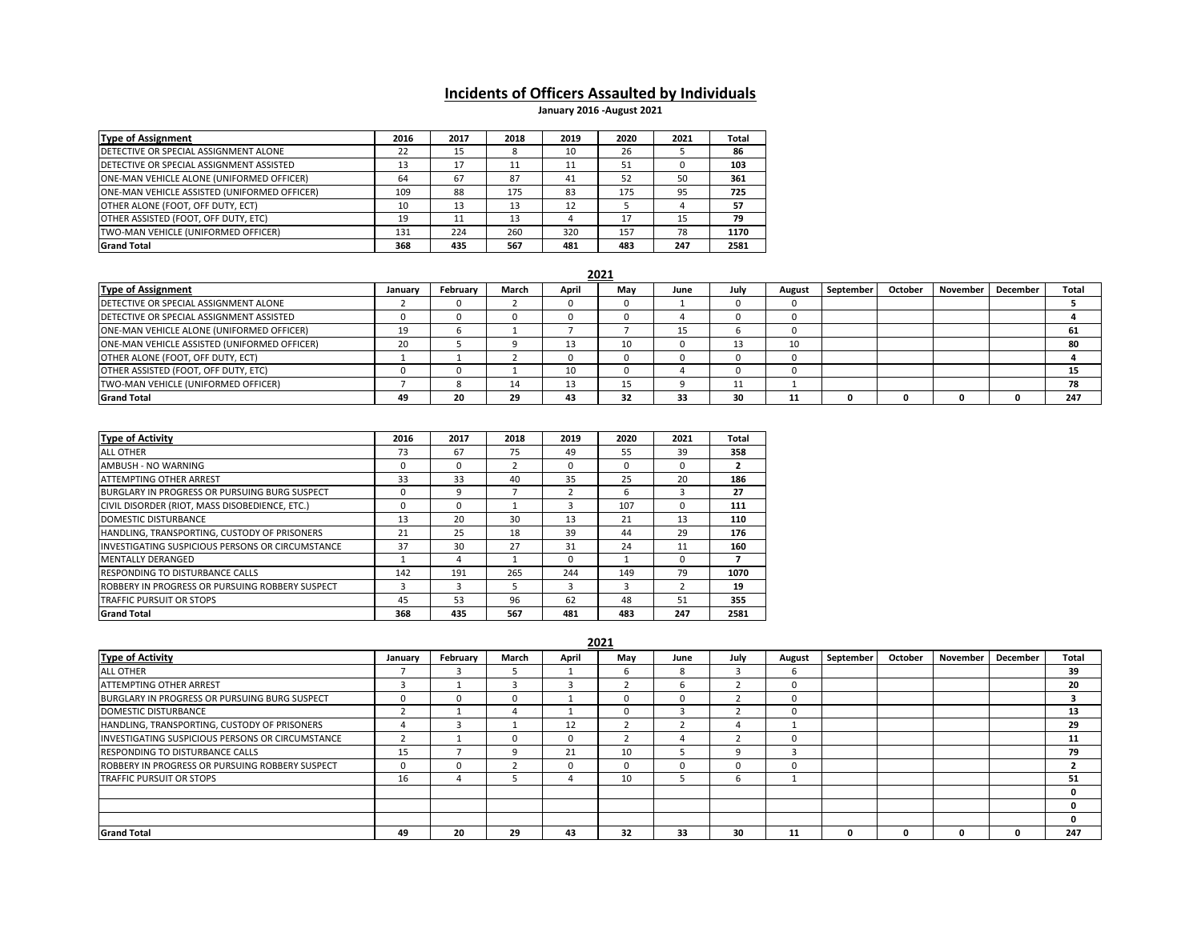# Incidents of Officers Assaulted by Individuals

**January 2016 -August 2021**

| Type of Assignment | 2016 | 2017 | 2018 | 2019 | 2020 | 2021 | Total |
|---|---|---|---|---|---|---|---|
| DETECTIVE OR SPECIAL ASSIGNMENT ALONE | 22 | 15 | 8 | 10 | 26 | 5 | **86** |
| DETECTIVE OR SPECIAL ASSIGNMENT ASSISTED | 13 | 17 | 11 | 11 | 51 | 0 | **103** |
| ONE-MAN VEHICLE ALONE (UNIFORMED OFFICER) | 64 | 67 | 87 | 41 | 52 | 50 | **361** |
| ONE-MAN VEHICLE ASSISTED (UNIFORMED OFFICER) | 109 | 88 | 175 | 83 | 175 | 95 | **725** |
| OTHER ALONE (FOOT, OFF DUTY, ECT) | 10 | 13 | 13 | 12 | 5 | 4 | **57** |
| OTHER ASSISTED (FOOT, OFF DUTY, ETC) | 19 | 11 | 13 | 4 | 17 | 15 | **79** |
| TWO-MAN VEHICLE (UNIFORMED OFFICER) | 131 | 224 | 260 | 320 | 157 | 78 | **1170** |
| **Grand Total** | **368** | **435** | **567** | **481** | **483** | **247** | **2581** |

**2021**

| Type of Assignment | January | February | March | April | May | June | July | August | September | October | November | December | Total |
|---|---|---|---|---|---|---|---|---|---|---|---|---|---|
| DETECTIVE OR SPECIAL ASSIGNMENT ALONE | 2 | 0 | 2 | 0 | 0 | 1 | 0 | 0 | | | | | **5** |
| DETECTIVE OR SPECIAL ASSIGNMENT ASSISTED | 0 | 0 | 0 | 0 | 0 | 4 | 0 | 0 | | | | | **4** |
| ONE-MAN VEHICLE ALONE (UNIFORMED OFFICER) | 19 | 6 | 1 | 7 | 7 | 15 | 6 | 0 | | | | | **61** |
| ONE-MAN VEHICLE ASSISTED (UNIFORMED OFFICER) | 20 | 5 | 9 | 13 | 10 | 0 | 13 | 10 | | | | | **80** |
| OTHER ALONE (FOOT, OFF DUTY, ECT) | 1 | 1 | 2 | 0 | 0 | 0 | 0 | 0 | | | | | **4** |
| OTHER ASSISTED (FOOT, OFF DUTY, ETC) | 0 | 0 | 1 | 10 | 0 | 4 | 0 | 0 | | | | | **15** |
| TWO-MAN VEHICLE (UNIFORMED OFFICER) | 7 | 8 | 14 | 13 | 15 | 9 | 11 | 1 | | | | | **78** |
| **Grand Total** | **49** | **20** | **29** | **43** | **32** | **33** | **30** | **11** | **0** | **0** | **0** | **0** | **247** |

| Type of Activity | 2016 | 2017 | 2018 | 2019 | 2020 | 2021 | Total |
|---|---|---|---|---|---|---|---|
| ALL OTHER | 73 | 67 | 75 | 49 | 55 | 39 | **358** |
| AMBUSH - NO WARNING | 0 | 0 | 2 | 0 | 0 | 0 | **2** |
| ATTEMPTING OTHER ARREST | 33 | 33 | 40 | 35 | 25 | 20 | **186** |
| BURGLARY IN PROGRESS OR PURSUING BURG SUSPECT | 0 | 9 | 7 | 2 | 6 | 3 | **27** |
| CIVIL DISORDER (RIOT, MASS DISOBEDIENCE, ETC.) | 0 | 0 | 1 | 3 | 107 | 0 | **111** |
| DOMESTIC DISTURBANCE | 13 | 20 | 30 | 13 | 21 | 13 | **110** |
| HANDLING, TRANSPORTING, CUSTODY OF PRISONERS | 21 | 25 | 18 | 39 | 44 | 29 | **176** |
| INVESTIGATING SUSPICIOUS PERSONS OR CIRCUMSTANCE | 37 | 30 | 27 | 31 | 24 | 11 | **160** |
| MENTALLY DERANGED | 1 | 4 | 1 | 0 | 1 | 0 | **7** |
| RESPONDING TO DISTURBANCE CALLS | 142 | 191 | 265 | 244 | 149 | 79 | **1070** |
| ROBBERY IN PROGRESS OR PURSUING ROBBERY SUSPECT | 3 | 3 | 5 | 3 | 3 | 2 | **19** |
| TRAFFIC PURSUIT OR STOPS | 45 | 53 | 96 | 62 | 48 | 51 | **355** |
| **Grand Total** | **368** | **435** | **567** | **481** | **483** | **247** | **2581** |

**2021**

| Type of Activity | January | February | March | April | May | June | July | August | September | October | November | December | Total |
|---|---|---|---|---|---|---|---|---|---|---|---|---|---|
| ALL OTHER | 7 | 3 | 5 | 1 | 6 | 8 | 3 | 6 | | | | | **39** |
| ATTEMPTING OTHER ARREST | 3 | 1 | 3 | 3 | 2 | 6 | 2 | 0 | | | | | **20** |
| BURGLARY IN PROGRESS OR PURSUING BURG SUSPECT | 0 | 0 | 0 | 1 | 0 | 0 | 2 | 0 | | | | | **3** |
| DOMESTIC DISTURBANCE | 2 | 1 | 4 | 1 | 0 | 3 | 2 | 0 | | | | | **13** |
| HANDLING, TRANSPORTING, CUSTODY OF PRISONERS | 4 | 3 | 1 | 12 | 2 | 2 | 4 | 1 | | | | | **29** |
| INVESTIGATING SUSPICIOUS PERSONS OR CIRCUMSTANCE | 2 | 1 | 0 | 0 | 2 | 4 | 2 | 0 | | | | | **11** |
| RESPONDING TO DISTURBANCE CALLS | 15 | 7 | 9 | 21 | 10 | 5 | 9 | 3 | | | | | **79** |
| ROBBERY IN PROGRESS OR PURSUING ROBBERY SUSPECT | 0 | 0 | 2 | 0 | 0 | 0 | 0 | 0 | | | | | **2** |
| TRAFFIC PURSUIT OR STOPS | 16 | 4 | 5 | 4 | 10 | 5 | 6 | 1 | | | | | **51** |
| | | | | | | | | | | | | | **0** |
| | | | | | | | | | | | | | **0** |
| | | | | | | | | | | | | | **0** |
| **Grand Total** | **49** | **20** | **29** | **43** | **32** | **33** | **30** | **11** | **0** | **0** | **0** | **0** | **247** |